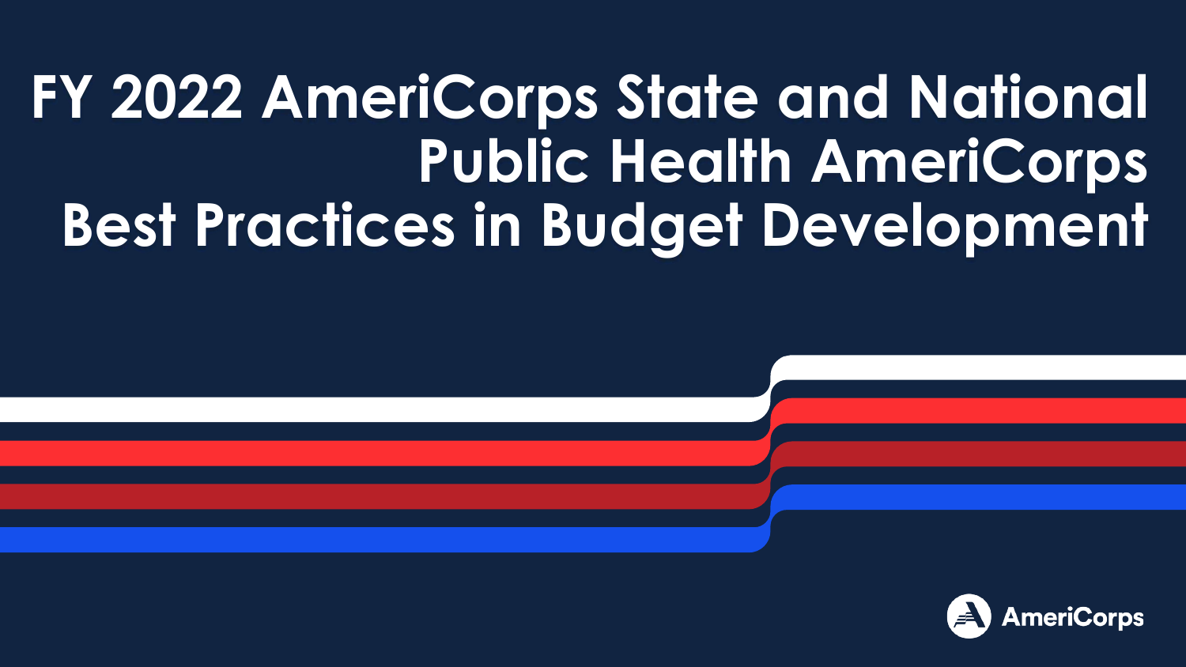# FY 2022 AmeriCorps State and National Public Health AmeriCorps Best Practices in Budget Development

AmeriCorps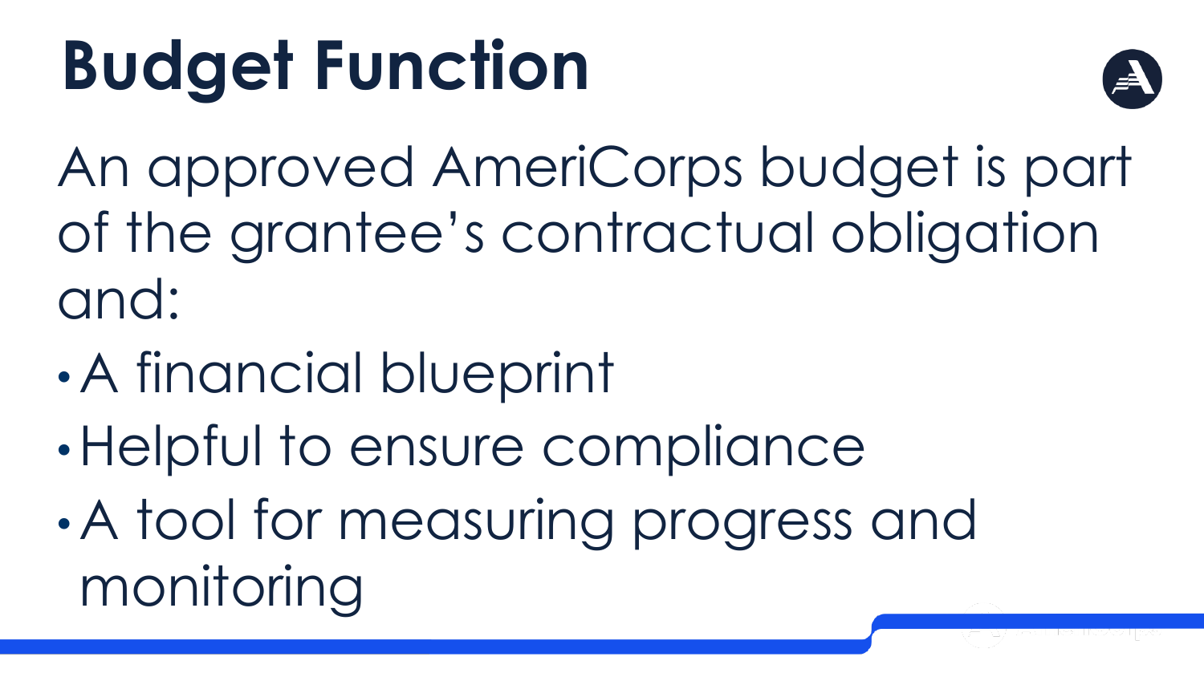# Budget Function

An approved AmeriCorps budget is part of the grantee's contractual obligation and:

- A financial blueprint
- Helpful to ensure compliance
- A tool for measuring progress and monitoring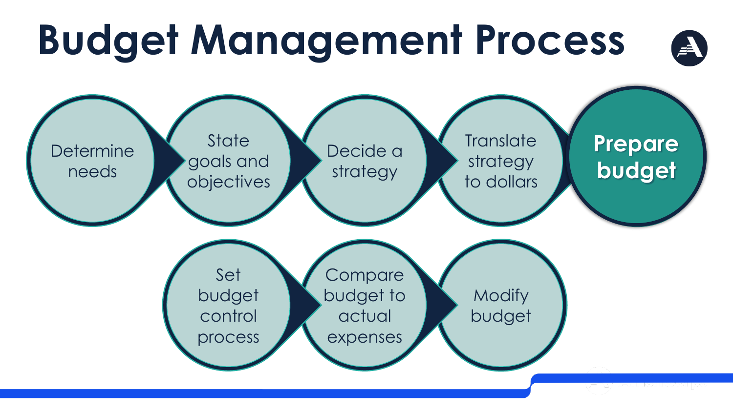# Budget Management Process

1. Determine needs
2. State goals and objectives
3. Decide a strategy
4. Translate strategy to dollars
5. **Prepare budget**
6. Set budget control process
7. Compare budget to actual expenses
8. Modify budget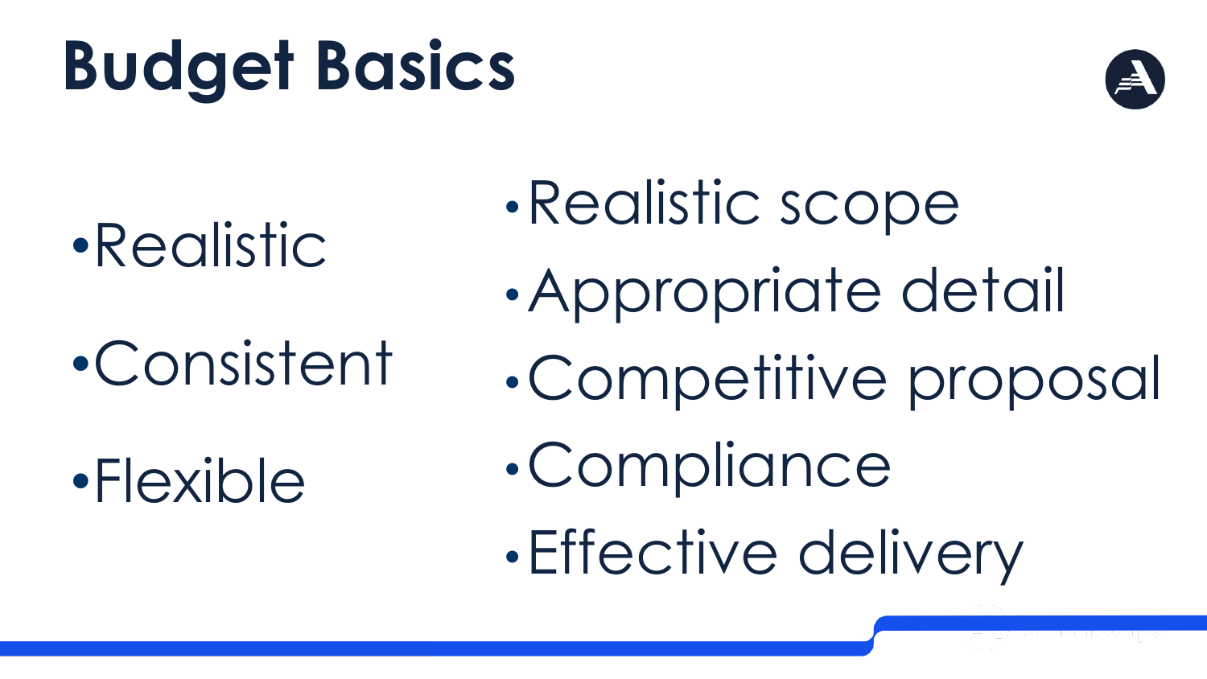# Budget Basics

- Realistic
- Consistent
- Flexible

- Realistic scope
- Appropriate detail
- Competitive proposal
- Compliance
- Effective delivery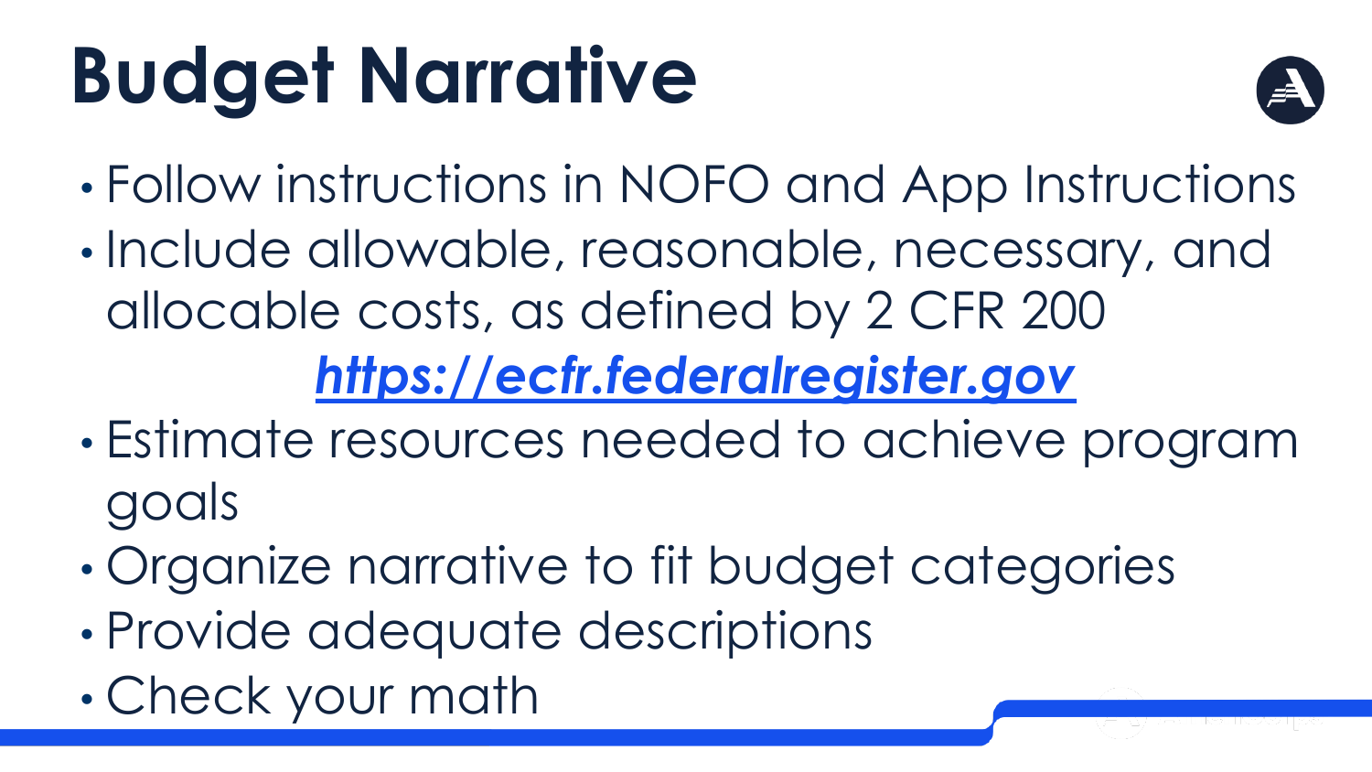# Budget Narrative

- Follow instructions in NOFO and App Instructions
- Include allowable, reasonable, necessary, and allocable costs, as defined by 2 CFR 200

  ***https://ecfr.federalregister.gov***
- Estimate resources needed to achieve program goals
- Organize narrative to fit budget categories
- Provide adequate descriptions
- Check your math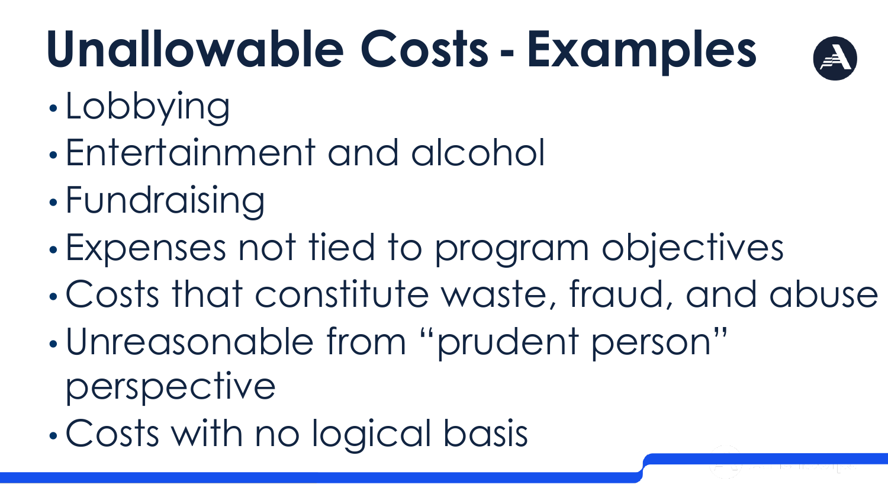# Unallowable Costs - Examples

- Lobbying
- Entertainment and alcohol
- Fundraising
- Expenses not tied to program objectives
- Costs that constitute waste, fraud, and abuse
- Unreasonable from "prudent person" perspective
- Costs with no logical basis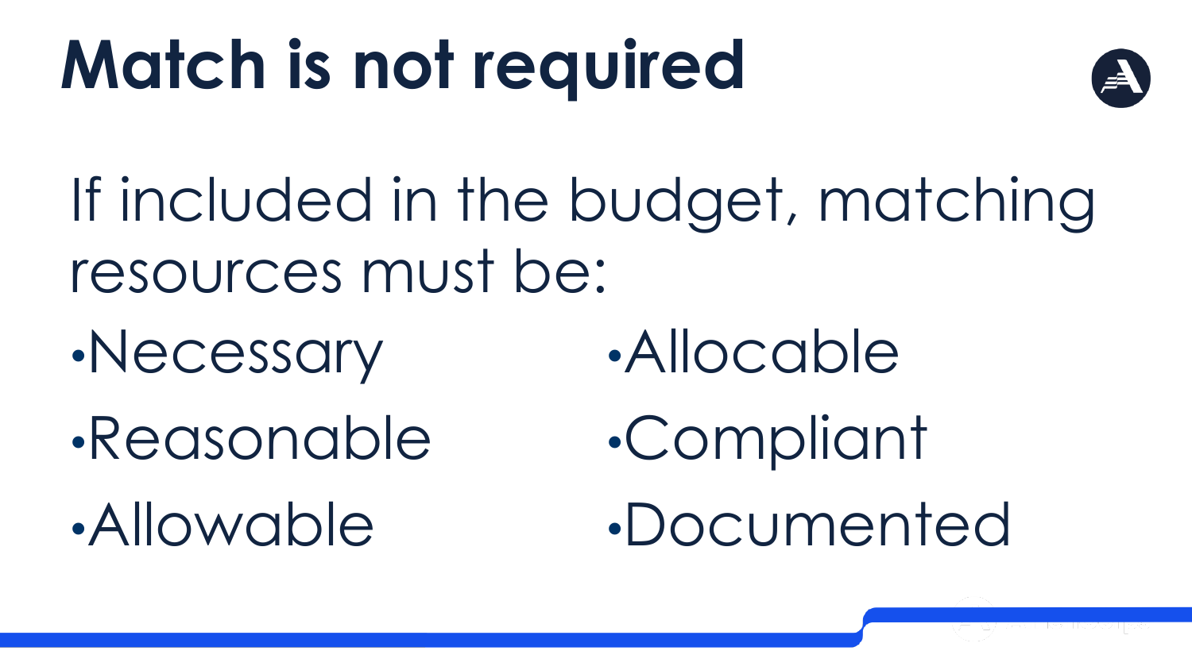# Match is not required

If included in the budget, matching resources must be:

- Necessary
- Reasonable
- Allowable
- Allocable
- Compliant
- Documented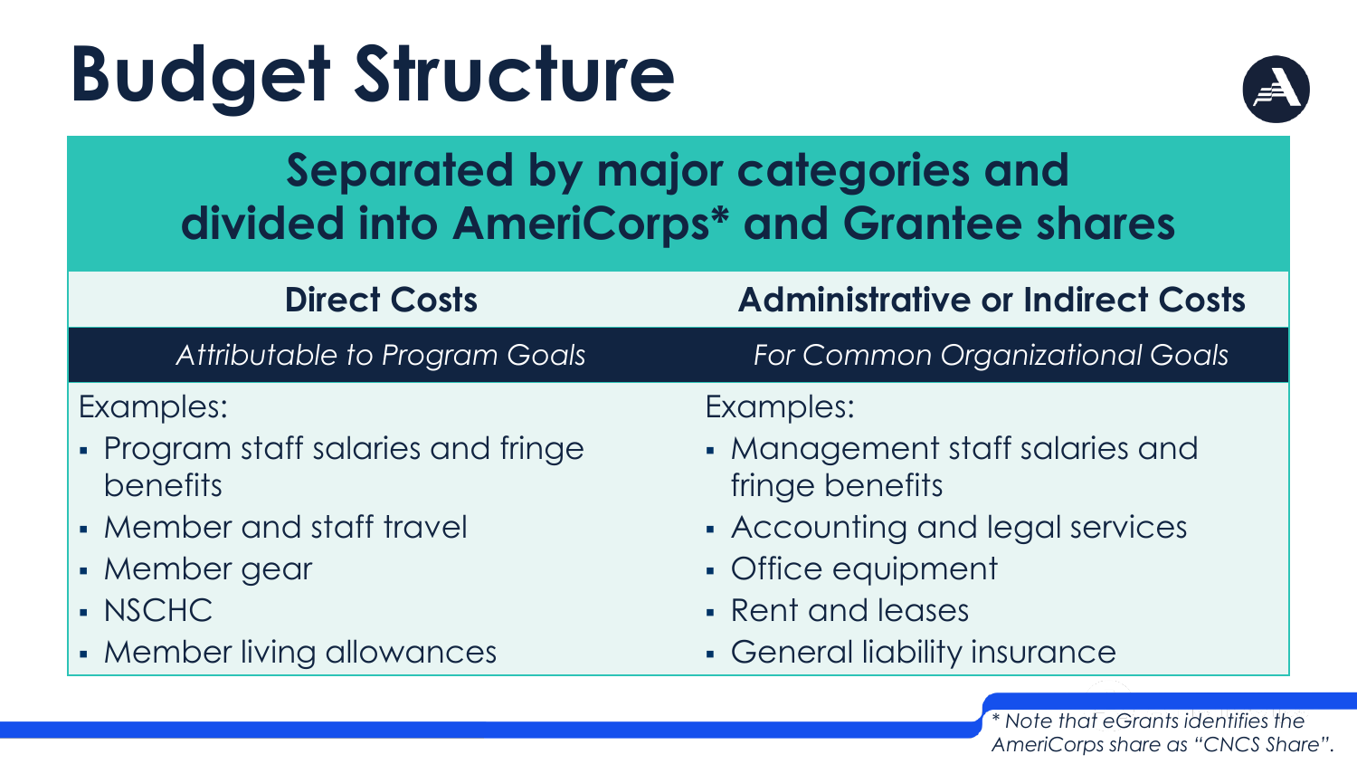# Budget Structure

## Separated by major categories and divided into AmeriCorps* and Grantee shares

| Direct Costs | Administrative or Indirect Costs |
| --- | --- |
| *Attributable to Program Goals* | *For Common Organizational Goals* |
| Examples:<br>▪ Program staff salaries and fringe benefits<br>▪ Member and staff travel<br>▪ Member gear<br>▪ NSCHC<br>▪ Member living allowances | Examples:<br>▪ Management staff salaries and fringe benefits<br>▪ Accounting and legal services<br>▪ Office equipment<br>▪ Rent and leases<br>▪ General liability insurance |

*\* Note that eGrants identifies the AmeriCorps share as "CNCS Share".*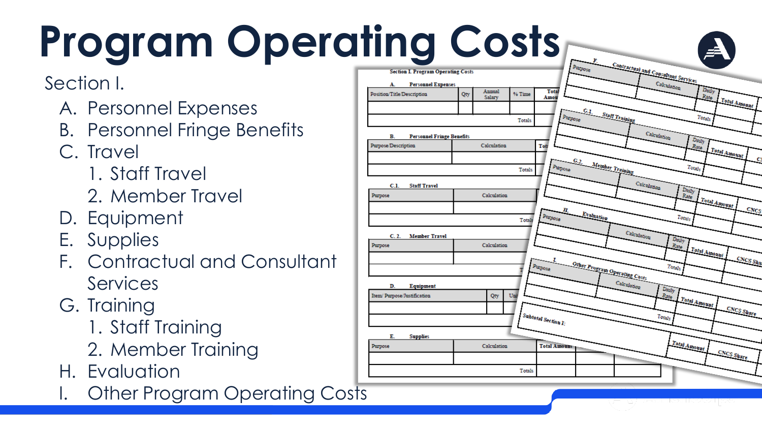# Program Operating Costs

Section I.

- A. Personnel Expenses
- B. Personnel Fringe Benefits
- C. Travel
  1. Staff Travel
  2. Member Travel
- D. Equipment
- E. Supplies
- F. Contractual and Consultant Services
- G. Training
  1. Staff Training
  2. Member Training
- H. Evaluation
- I. Other Program Operating Costs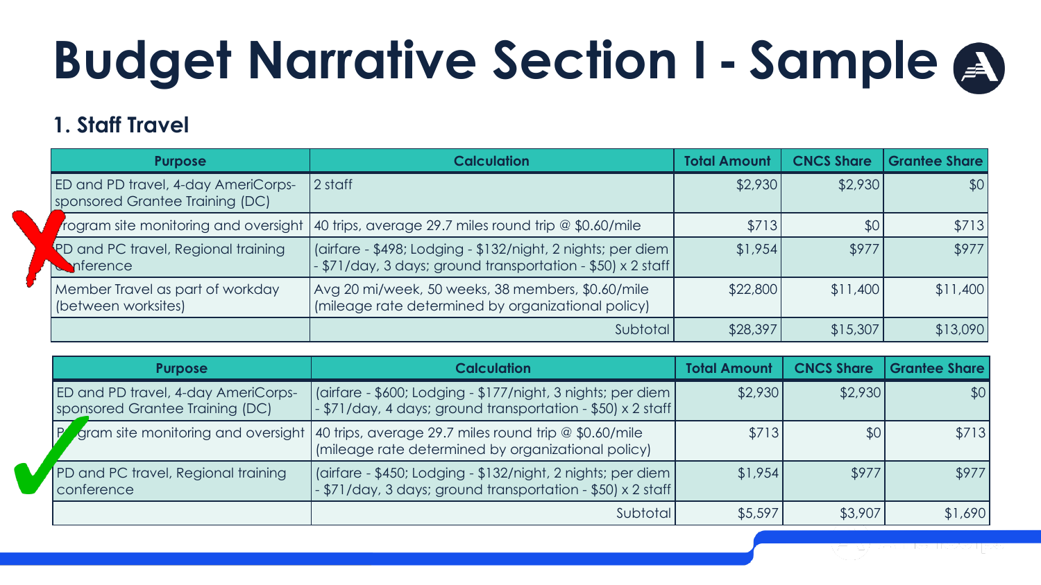# Budget Narrative Section I - Sample

### 1. Staff Travel

| Purpose | Calculation | Total Amount | CNCS Share | Grantee Share |
|---|---|---|---|---|
| ED and PD travel, 4-day AmeriCorps-sponsored Grantee Training (DC) | 2 staff | $2,930 | $2,930 | $0 |
| Program site monitoring and oversight | 40 trips, average 29.7 miles round trip @ $0.60/mile | $713 | $0 | $713 |
| PD and PC travel, Regional training conference | (airfare - $498; Lodging - $132/night, 2 nights; per diem - $71/day, 3 days; ground transportation - $50) x 2 staff | $1,954 | $977 | $977 |
| Member Travel as part of workday (between worksites) | Avg 20 mi/week, 50 weeks, 38 members, $0.60/mile (mileage rate determined by organizational policy) | $22,800 | $11,400 | $11,400 |
| | Subtotal | $28,397 | $15,307 | $13,090 |

| Purpose | Calculation | Total Amount | CNCS Share | Grantee Share |
|---|---|---|---|---|
| ED and PD travel, 4-day AmeriCorps-sponsored Grantee Training (DC) | (airfare - $600; Lodging - $177/night, 3 nights; per diem - $71/day, 4 days; ground transportation - $50) x 2 staff | $2,930 | $2,930 | $0 |
| Program site monitoring and oversight | 40 trips, average 29.7 miles round trip @ $0.60/mile (mileage rate determined by organizational policy) | $713 | $0 | $713 |
| PD and PC travel, Regional training conference | (airfare - $450; Lodging - $132/night, 2 nights; per diem - $71/day, 3 days; ground transportation - $50) x 2 staff | $1,954 | $977 | $977 |
| | Subtotal | $5,597 | $3,907 | $1,690 |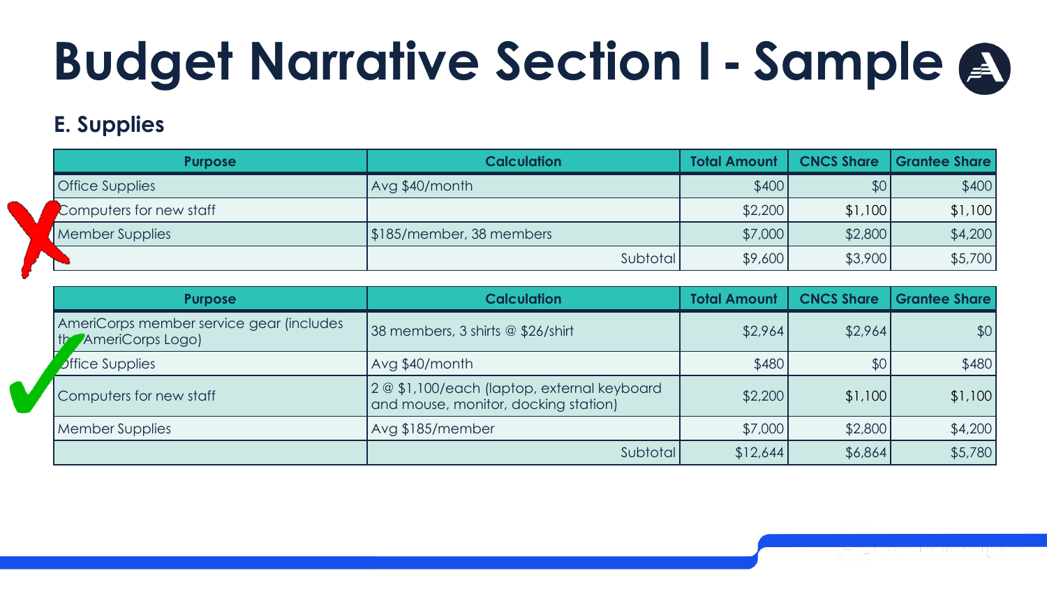# Budget Narrative Section I - Sample

### E. Supplies

| Purpose | Calculation | Total Amount | CNCS Share | Grantee Share |
|---|---|---|---|---|
| Office Supplies | Avg $40/month | $400 | $0 | $400 |
| Computers for new staff | | $2,200 | $1,100 | $1,100 |
| Member Supplies | $185/member, 38 members | $7,000 | $2,800 | $4,200 |
| | Subtotal | $9,600 | $3,900 | $5,700 |

| Purpose | Calculation | Total Amount | CNCS Share | Grantee Share |
|---|---|---|---|---|
| AmeriCorps member service gear (includes the AmeriCorps Logo) | 38 members, 3 shirts @ $26/shirt | $2,964 | $2,964 | $0 |
| Office Supplies | Avg $40/month | $480 | $0 | $480 |
| Computers for new staff | 2 @ $1,100/each (laptop, external keyboard and mouse, monitor, docking station) | $2,200 | $1,100 | $1,100 |
| Member Supplies | Avg $185/member | $7,000 | $2,800 | $4,200 |
| | Subtotal | $12,644 | $6,864 | $5,780 |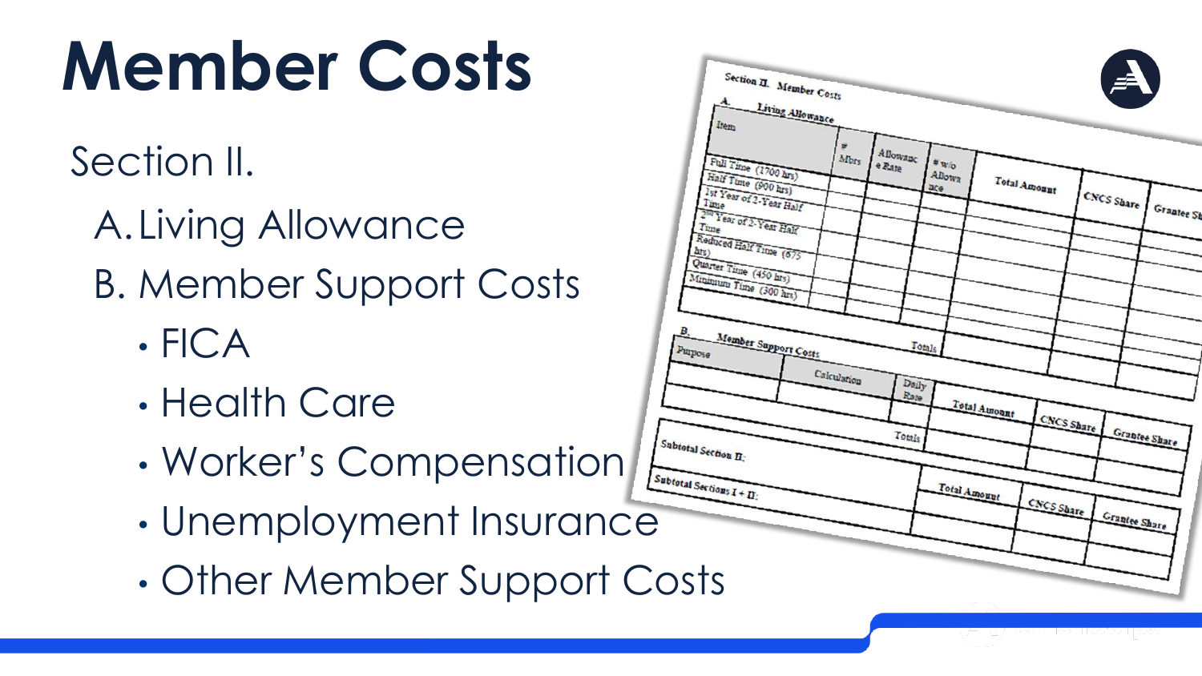# Member Costs

Section II.

A. Living Allowance

B. Member Support Costs

- FICA
- Health Care
- Worker's Compensation
- Unemployment Insurance
- Other Member Support Costs

Section II. Member Costs

A. Living Allowance

| Item | # Mbrs | Allowance Rate | # w/o Allowance | Total Amount | CNCS Share | Grantee Share |
|---|---|---|---|---|---|---|
| Full Time (1700 hrs) | | | | | | |
| Half Time (900 hrs) | | | | | | |
| 1st Year of 2-Year Half Time | | | | | | |
| 2nd Year of 2-Year Half Time | | | | | | |
| Reduced Half Time (675 hrs) | | | | | | |
| Quarter Time (450 hrs) | | | | | | |
| Minimum Time (300 hrs) | | | | | | |
| | | | Totals | | | |

B. Member Support Costs

| Purpose | Calculation | Daily Rate | Total Amount | CNCS Share | Grantee Share |
|---|---|---|---|---|---|
| | | | | | |
| | | Totals | | | |

| | Total Amount | CNCS Share | Grantee Share |
|---|---|---|---|
| Subtotal Section II: | | | |
| Subtotal Sections I + II: | | | |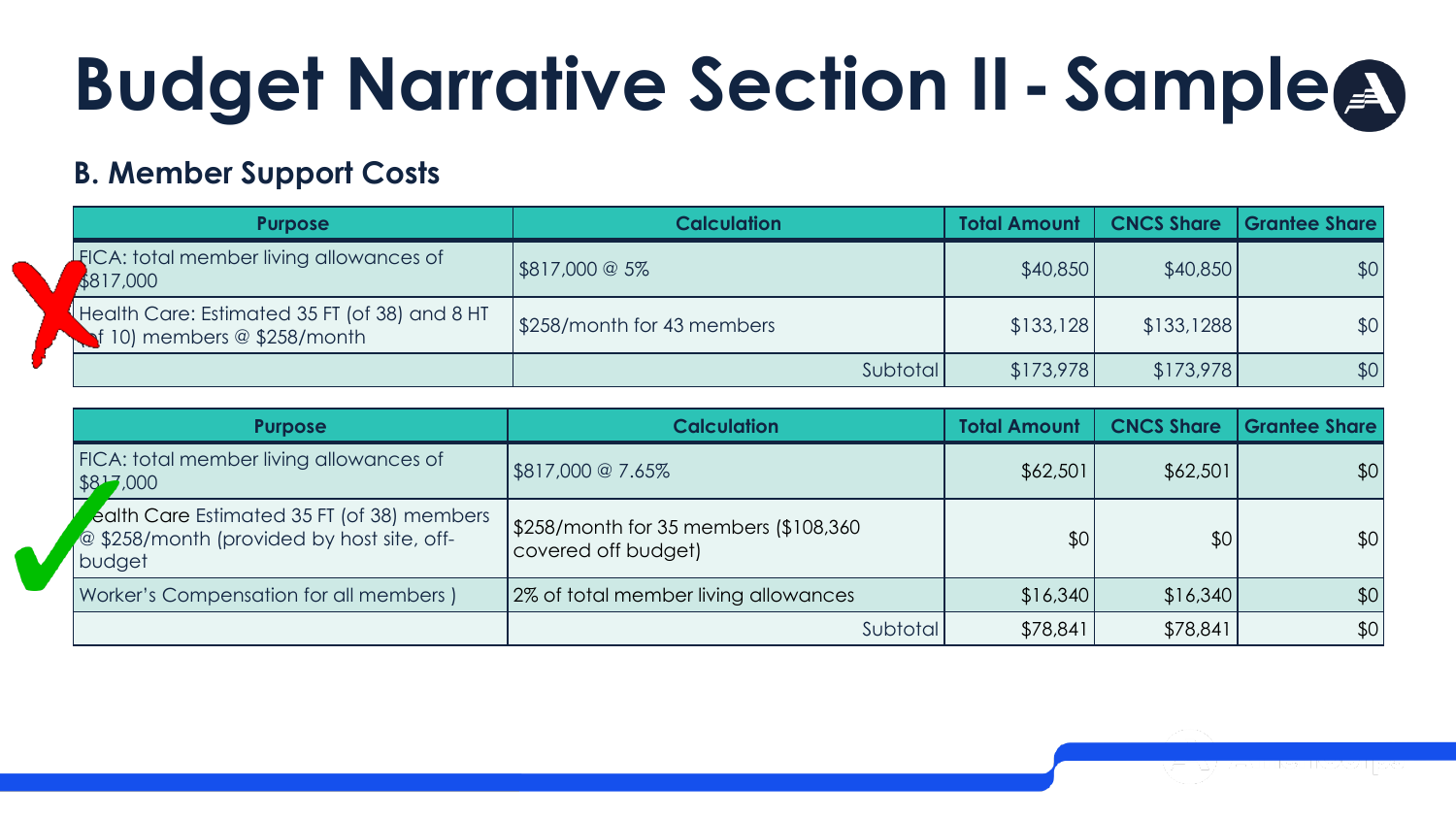# Budget Narrative Section II - Sample

### B. Member Support Costs

| Purpose | Calculation | Total Amount | CNCS Share | Grantee Share |
|---|---|---|---|---|
| FICA: total member living allowances of $817,000 | $817,000 @ 5% | $40,850 | $40,850 | $0 |
| Health Care: Estimated 35 FT (of 38) and 8 HT of 10) members @ $258/month | $258/month for 43 members | $133,128 | $133,1288 | $0 |
| | Subtotal | $173,978 | $173,978 | $0 |

| Purpose | Calculation | Total Amount | CNCS Share | Grantee Share |
|---|---|---|---|---|
| FICA: total member living allowances of $817,000 | $817,000 @ 7.65% | $62,501 | $62,501 | $0 |
| Health Care Estimated 35 FT (of 38) members @ $258/month (provided by host site, off-budget | $258/month for 35 members ($108,360 covered off budget) | $0 | $0 | $0 |
| Worker's Compensation for all members ) | 2% of total member living allowances | $16,340 | $16,340 | $0 |
| | Subtotal | $78,841 | $78,841 | $0 |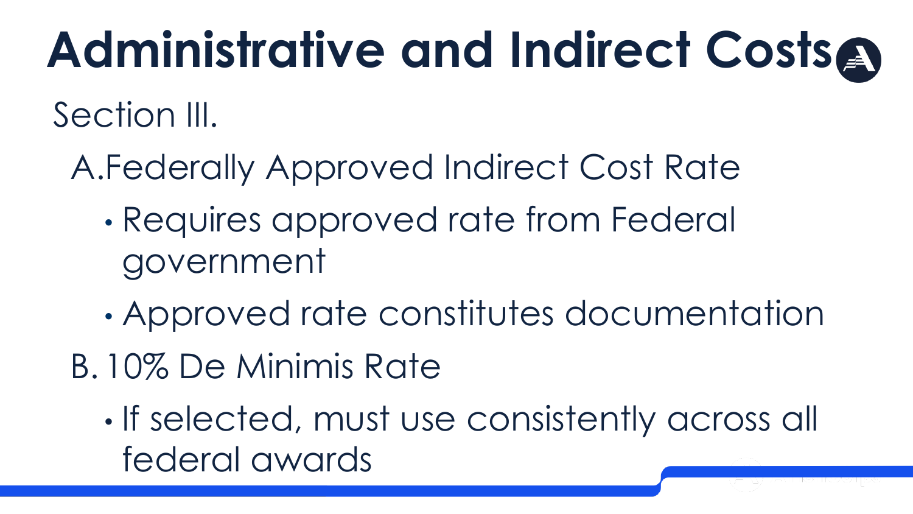# Administrative and Indirect Costs

Section III.

A. Federally Approved Indirect Cost Rate

- Requires approved rate from Federal government
- Approved rate constitutes documentation

B. 10% De Minimis Rate

- If selected, must use consistently across all federal awards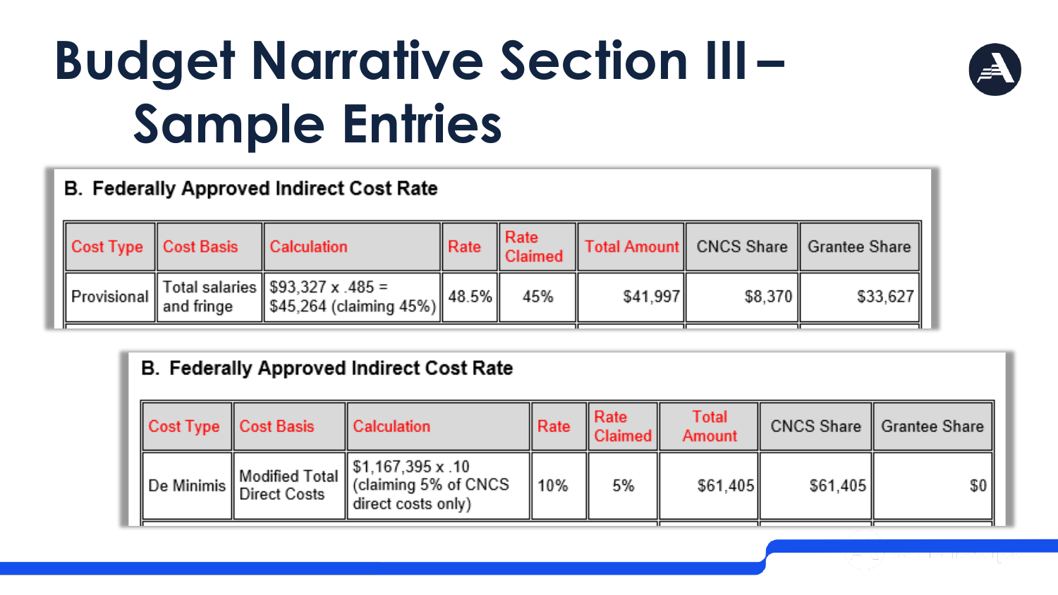# Budget Narrative Section III – Sample Entries

### B. Federally Approved Indirect Cost Rate

| Cost Type | Cost Basis | Calculation | Rate | Rate Claimed | Total Amount | CNCS Share | Grantee Share |
|---|---|---|---|---|---|---|---|
| Provisional | Total salaries and fringe | $93,327 x .485 = $45,264 (claiming 45%) | 48.5% | 45% | $41,997 | $8,370 | $33,627 |

### B. Federally Approved Indirect Cost Rate

| Cost Type | Cost Basis | Calculation | Rate | Rate Claimed | Total Amount | CNCS Share | Grantee Share |
|---|---|---|---|---|---|---|---|
| De Minimis | Modified Total Direct Costs | $1,167,395 x .10 (claiming 5% of CNCS direct costs only) | 10% | 5% | $61,405 | $61,405 | $0 |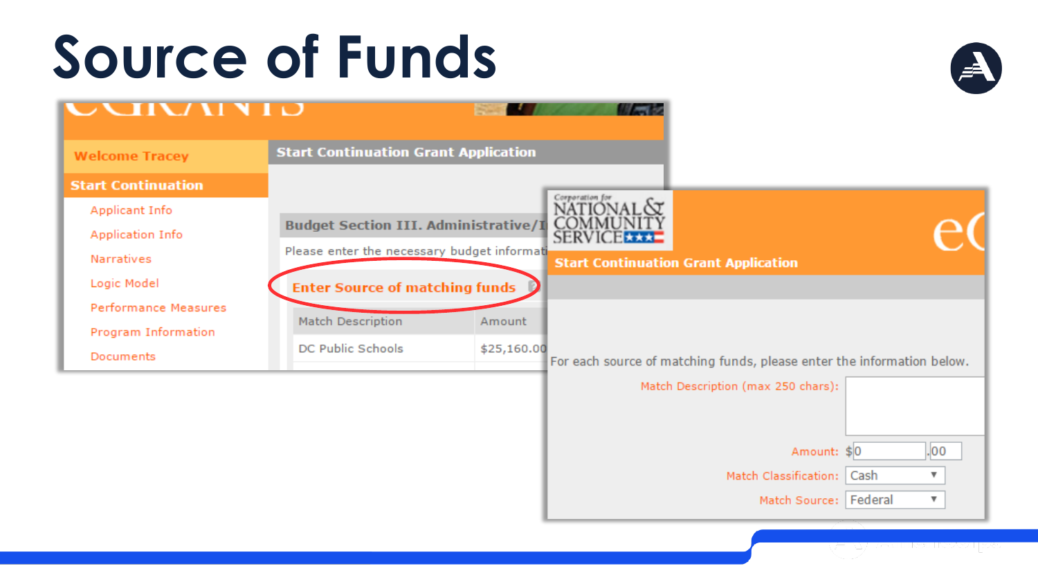# Source of Funds

Welcome Tracey

Start Continuation

- Applicant Info
- Application Info
- Narratives
- Logic Model
- Performance Measures
- Program Information
- Documents

Start Continuation Grant Application

Budget Section III. Administrative/I

Please enter the necessary budget informati

Enter Source of matching funds

| Match Description | Amount |
|---|---|
| DC Public Schools | $25,160.00 |

Corporation for NATIONAL & COMMUNITY SERVICE

Start Continuation Grant Application

For each source of matching funds, please enter the information below.

Match Description (max 250 chars):

Amount: $0 .00

Match Classification: Cash

Match Source: Federal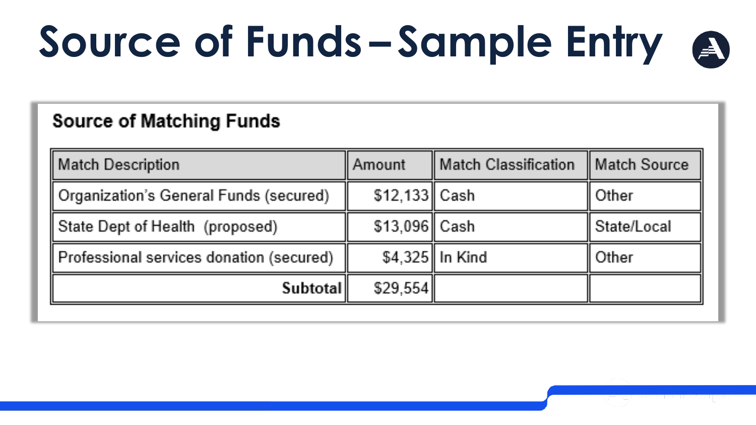# Source of Funds – Sample Entry

## Source of Matching Funds

| Match Description | Amount | Match Classification | Match Source |
|---|---|---|---|
| Organization's General Funds (secured) | $12,133 | Cash | Other |
| State Dept of Health (proposed) | $13,096 | Cash | State/Local |
| Professional services donation (secured) | $4,325 | In Kind | Other |
| **Subtotal** | $29,554 | | |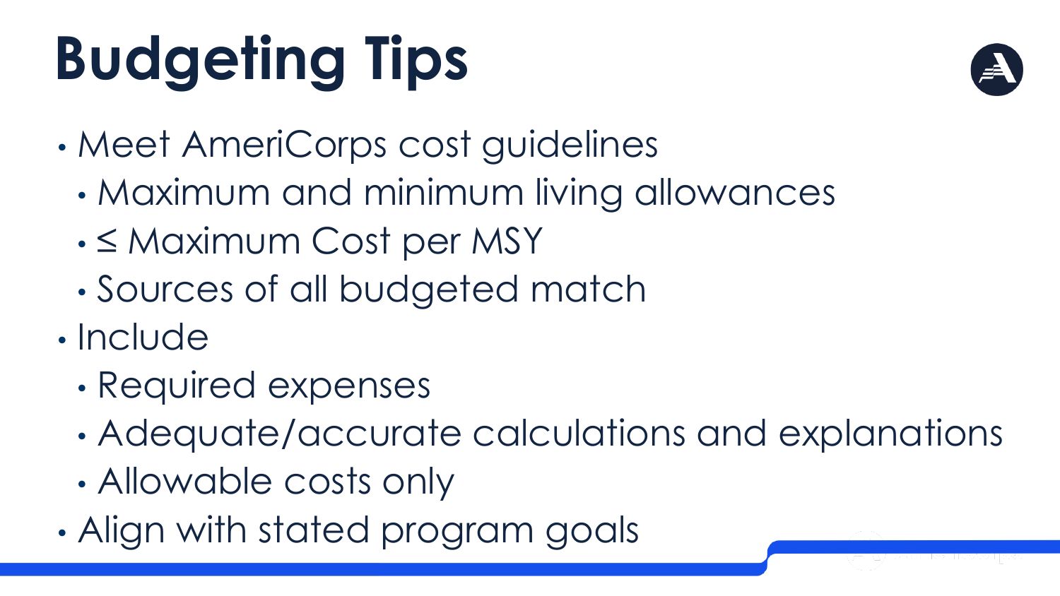# Budgeting Tips

- Meet AmeriCorps cost guidelines
  - Maximum and minimum living allowances
  - ≤ Maximum Cost per MSY
  - Sources of all budgeted match
- Include
  - Required expenses
  - Adequate/accurate calculations and explanations
  - Allowable costs only
- Align with stated program goals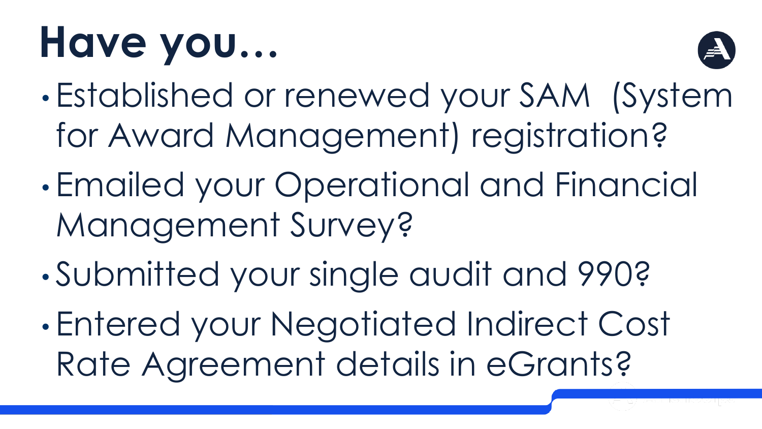# Have you…

- Established or renewed your SAM (System for Award Management) registration?
- Emailed your Operational and Financial Management Survey?
- Submitted your single audit and 990?
- Entered your Negotiated Indirect Cost Rate Agreement details in eGrants?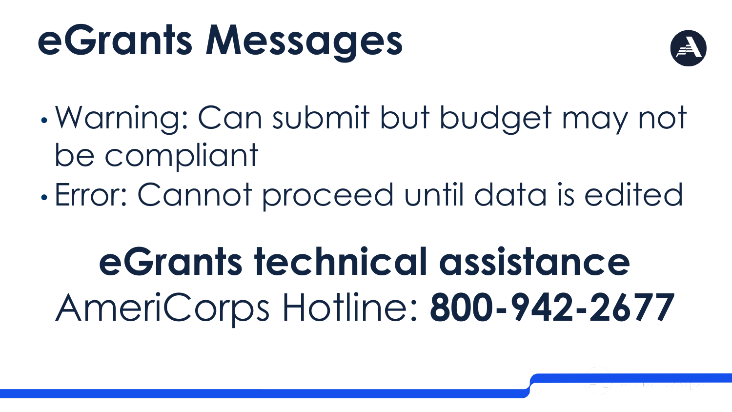# eGrants Messages

- Warning: Can submit but budget may not be compliant
- Error: Cannot proceed until data is edited

**eGrants technical assistance**

AmeriCorps Hotline: **800-942-2677**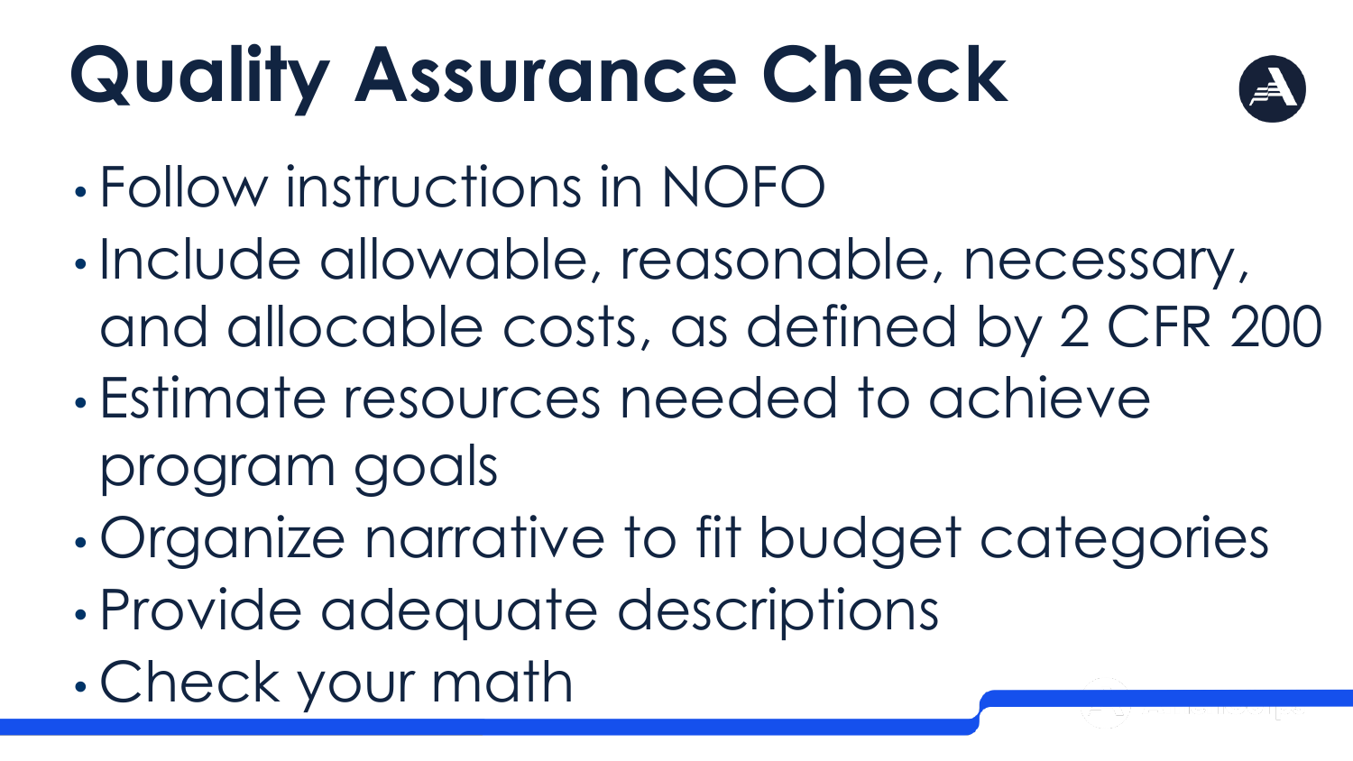# Quality Assurance Check

- Follow instructions in NOFO
- Include allowable, reasonable, necessary, and allocable costs, as defined by 2 CFR 200
- Estimate resources needed to achieve program goals
- Organize narrative to fit budget categories
- Provide adequate descriptions
- Check your math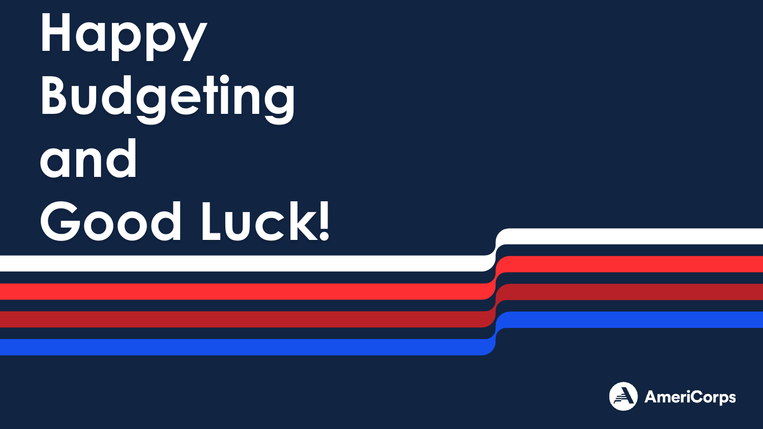# Happy Budgeting and Good Luck!

AmeriCorps